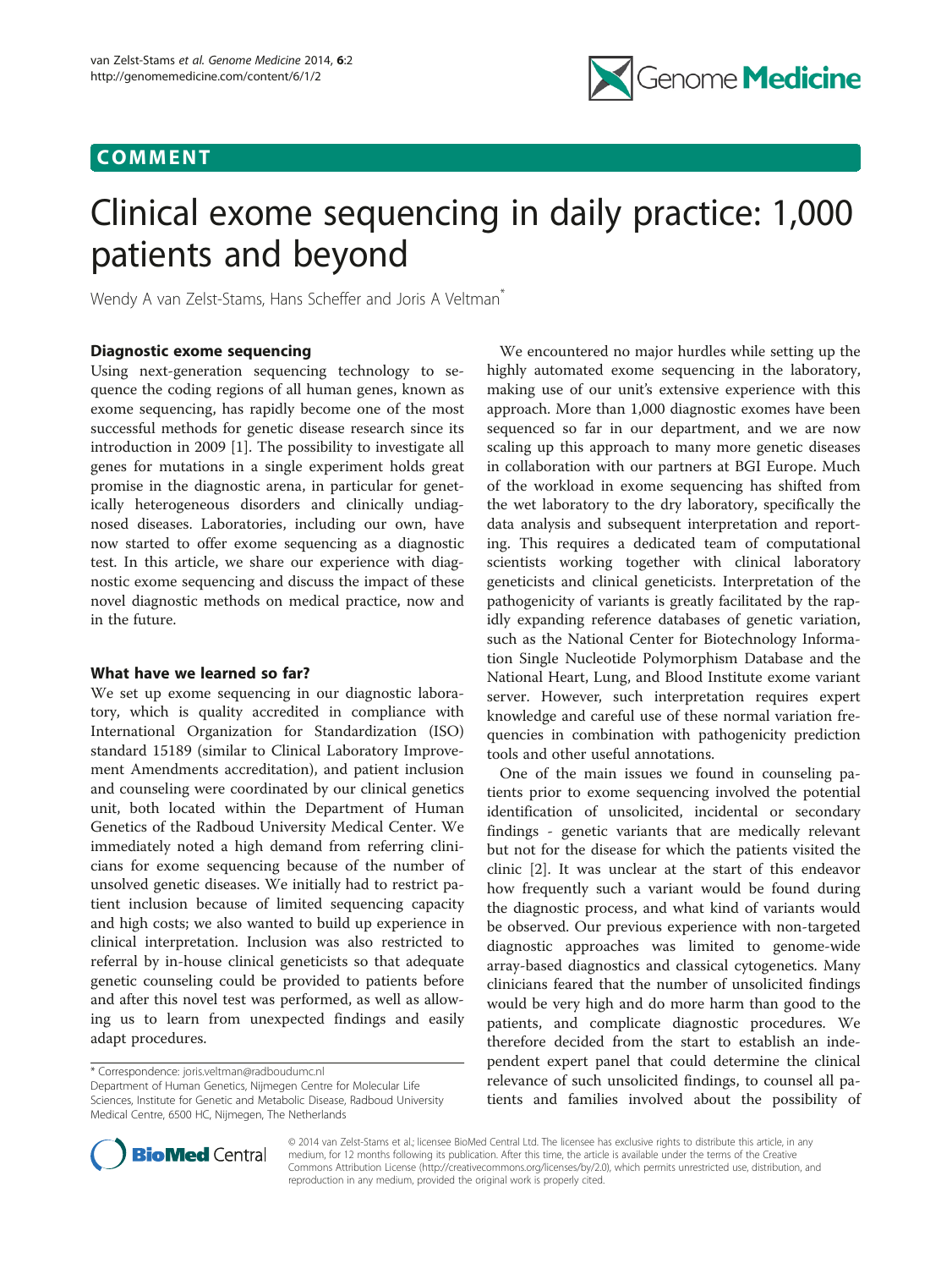## COMMENT

# Clinical exome sequencing in daily practice: 1,000 patients and beyond

Wendy A van Zelst-Stams, Hans Scheffer and Joris A Veltman*

### Diagnostic exome sequencing

Using next-generation sequencing technology to sequence the coding regions of all human genes, known as exome sequencing, has rapidly become one of the most successful methods for genetic disease research since its introduction in 2009 [1]. The possibility to investigate all genes for mutations in a single experiment holds great promise in the diagnostic arena, in particular for genetically heterogeneous disorders and clinically undiagnosed diseases. Laboratories, including our own, have now started to offer exome sequencing as a diagnostic test. In this article, we share our experience with diagnostic exome sequencing and discuss the impact of these novel diagnostic methods on medical practice, now and in the future.

### What have we learned so far?

We set up exome sequencing in our diagnostic laboratory, which is quality accredited in compliance with International Organization for Standardization (ISO) standard 15189 (similar to Clinical Laboratory Improvement Amendments accreditation), and patient inclusion and counseling were coordinated by our clinical genetics unit, both located within the Department of Human Genetics of the Radboud University Medical Center. We immediately noted a high demand from referring clinicians for exome sequencing because of the number of unsolved genetic diseases. We initially had to restrict patient inclusion because of limited sequencing capacity and high costs; we also wanted to build up experience in clinical interpretation. Inclusion was also restricted to referral by in-house clinical geneticists so that adequate genetic counseling could be provided to patients before and after this novel test was performed, as well as allowing us to learn from unexpected findings and easily adapt procedures.

We encountered no major hurdles while setting up the highly automated exome sequencing in the laboratory, making use of our unit's extensive experience with this approach. More than 1,000 diagnostic exomes have been sequenced so far in our department, and we are now scaling up this approach to many more genetic diseases in collaboration with our partners at BGI Europe. Much of the workload in exome sequencing has shifted from the wet laboratory to the dry laboratory, specifically the data analysis and subsequent interpretation and reporting. This requires a dedicated team of computational scientists working together with clinical laboratory geneticists and clinical geneticists. Interpretation of the pathogenicity of variants is greatly facilitated by the rapidly expanding reference databases of genetic variation, such as the National Center for Biotechnology Information Single Nucleotide Polymorphism Database and the National Heart, Lung, and Blood Institute exome variant server. However, such interpretation requires expert knowledge and careful use of these normal variation frequencies in combination with pathogenicity prediction tools and other useful annotations.

One of the main issues we found in counseling patients prior to exome sequencing involved the potential identification of unsolicited, incidental or secondary findings - genetic variants that are medically relevant but not for the disease for which the patients visited the clinic [2]. It was unclear at the start of this endeavor how frequently such a variant would be found during the diagnostic process, and what kind of variants would be observed. Our previous experience with non-targeted diagnostic approaches was limited to genome-wide array-based diagnostics and classical cytogenetics. Many clinicians feared that the number of unsolicited findings would be very high and do more harm than good to the patients, and complicate diagnostic procedures. We therefore decided from the start to establish an independent expert panel that could determine the clinical relevance of such unsolicited findings, to counsel all patients and families involved about the possibility of

\* Correspondence: joris.veltman@radboudumc.nl
Department of Human Genetics, Nijmegen Centre for Molecular Life Sciences, Institute for Genetic and Metabolic Disease, Radboud University Medical Centre, 6500 HC, Nijmegen, The Netherlands

© 2014 van Zelst-Stams et al.; licensee BioMed Central Ltd. The licensee has exclusive rights to distribute this article, in any medium, for 12 months following its publication. After this time, the article is available under the terms of the Creative Commons Attribution License (http://creativecommons.org/licenses/by/2.0), which permits unrestricted use, distribution, and reproduction in any medium, provided the original work is properly cited.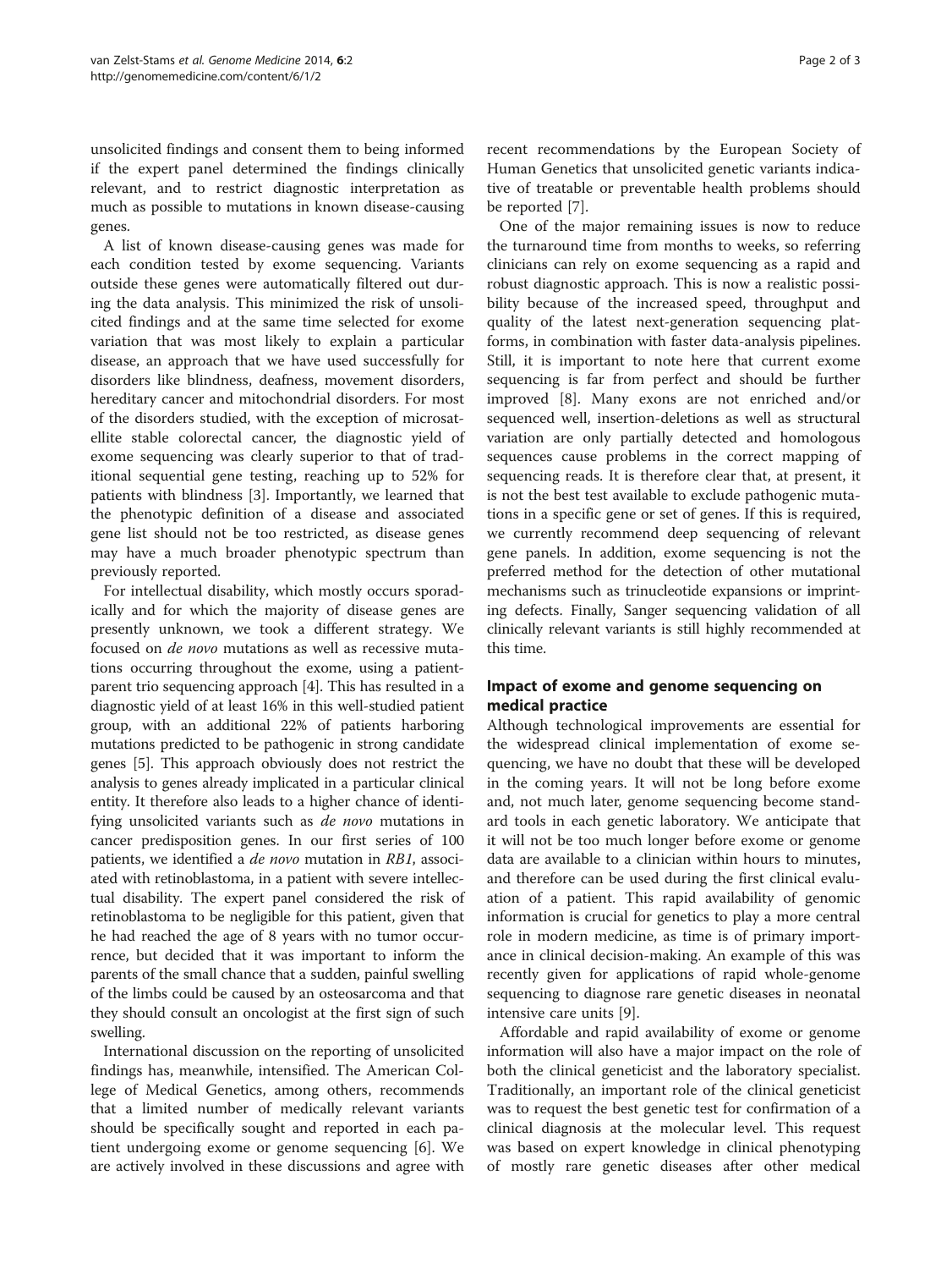unsolicited findings and consent them to being informed if the expert panel determined the findings clinically relevant, and to restrict diagnostic interpretation as much as possible to mutations in known disease-causing genes.

A list of known disease-causing genes was made for each condition tested by exome sequencing. Variants outside these genes were automatically filtered out during the data analysis. This minimized the risk of unsolicited findings and at the same time selected for exome variation that was most likely to explain a particular disease, an approach that we have used successfully for disorders like blindness, deafness, movement disorders, hereditary cancer and mitochondrial disorders. For most of the disorders studied, with the exception of microsatellite stable colorectal cancer, the diagnostic yield of exome sequencing was clearly superior to that of traditional sequential gene testing, reaching up to 52% for patients with blindness [3]. Importantly, we learned that the phenotypic definition of a disease and associated gene list should not be too restricted, as disease genes may have a much broader phenotypic spectrum than previously reported.

For intellectual disability, which mostly occurs sporadically and for which the majority of disease genes are presently unknown, we took a different strategy. We focused on *de novo* mutations as well as recessive mutations occurring throughout the exome, using a patient-parent trio sequencing approach [4]. This has resulted in a diagnostic yield of at least 16% in this well-studied patient group, with an additional 22% of patients harboring mutations predicted to be pathogenic in strong candidate genes [5]. This approach obviously does not restrict the analysis to genes already implicated in a particular clinical entity. It therefore also leads to a higher chance of identifying unsolicited variants such as *de novo* mutations in cancer predisposition genes. In our first series of 100 patients, we identified a *de novo* mutation in *RB1*, associated with retinoblastoma, in a patient with severe intellectual disability. The expert panel considered the risk of retinoblastoma to be negligible for this patient, given that he had reached the age of 8 years with no tumor occurrence, but decided that it was important to inform the parents of the small chance that a sudden, painful swelling of the limbs could be caused by an osteosarcoma and that they should consult an oncologist at the first sign of such swelling.

International discussion on the reporting of unsolicited findings has, meanwhile, intensified. The American College of Medical Genetics, among others, recommends that a limited number of medically relevant variants should be specifically sought and reported in each patient undergoing exome or genome sequencing [6]. We are actively involved in these discussions and agree with recent recommendations by the European Society of Human Genetics that unsolicited genetic variants indicative of treatable or preventable health problems should be reported [7].

One of the major remaining issues is now to reduce the turnaround time from months to weeks, so referring clinicians can rely on exome sequencing as a rapid and robust diagnostic approach. This is now a realistic possibility because of the increased speed, throughput and quality of the latest next-generation sequencing platforms, in combination with faster data-analysis pipelines. Still, it is important to note here that current exome sequencing is far from perfect and should be further improved [8]. Many exons are not enriched and/or sequenced well, insertion-deletions as well as structural variation are only partially detected and homologous sequences cause problems in the correct mapping of sequencing reads. It is therefore clear that, at present, it is not the best test available to exclude pathogenic mutations in a specific gene or set of genes. If this is required, we currently recommend deep sequencing of relevant gene panels. In addition, exome sequencing is not the preferred method for the detection of other mutational mechanisms such as trinucleotide expansions or imprinting defects. Finally, Sanger sequencing validation of all clinically relevant variants is still highly recommended at this time.

## Impact of exome and genome sequencing on medical practice

Although technological improvements are essential for the widespread clinical implementation of exome sequencing, we have no doubt that these will be developed in the coming years. It will not be long before exome and, not much later, genome sequencing become standard tools in each genetic laboratory. We anticipate that it will not be too much longer before exome or genome data are available to a clinician within hours to minutes, and therefore can be used during the first clinical evaluation of a patient. This rapid availability of genomic information is crucial for genetics to play a more central role in modern medicine, as time is of primary importance in clinical decision-making. An example of this was recently given for applications of rapid whole-genome sequencing to diagnose rare genetic diseases in neonatal intensive care units [9].

Affordable and rapid availability of exome or genome information will also have a major impact on the role of both the clinical geneticist and the laboratory specialist. Traditionally, an important role of the clinical geneticist was to request the best genetic test for confirmation of a clinical diagnosis at the molecular level. This request was based on expert knowledge in clinical phenotyping of mostly rare genetic diseases after other medical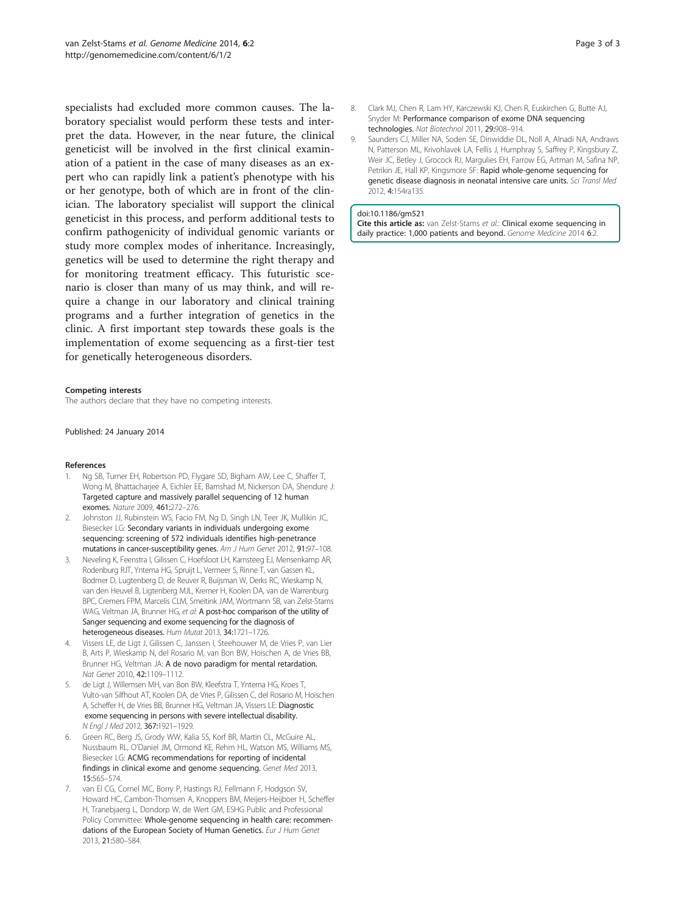specialists had excluded more common causes. The laboratory specialist would perform these tests and interpret the data. However, in the near future, the clinical geneticist will be involved in the first clinical examination of a patient in the case of many diseases as an expert who can rapidly link a patient's phenotype with his or her genotype, both of which are in front of the clinician. The laboratory specialist will support the clinical geneticist in this process, and perform additional tests to confirm pathogenicity of individual genomic variants or study more complex modes of inheritance. Increasingly, genetics will be used to determine the right therapy and for monitoring treatment efficacy. This futuristic scenario is closer than many of us may think, and will require a change in our laboratory and clinical training programs and a further integration of genetics in the clinic. A first important step towards these goals is the implementation of exome sequencing as a first-tier test for genetically heterogeneous disorders.

#### Competing interests

The authors declare that they have no competing interests.

Published: 24 January 2014

#### References

1. Ng SB, Turner EH, Robertson PD, Flygare SD, Bigham AW, Lee C, Shaffer T, Wong M, Bhattacharjee A, Eichler EE, Bamshad M, Nickerson DA, Shendure J: **Targeted capture and massively parallel sequencing of 12 human exomes.** *Nature* 2009, **461:**272–276.
2. Johnston JJ, Rubinstein WS, Facio FM, Ng D, Singh LN, Teer JK, Mullikin JC, Biesecker LG: **Secondary variants in individuals undergoing exome sequencing: screening of 572 individuals identifies high-penetrance mutations in cancer-susceptibility genes.** *Am J Hum Genet* 2012, **91:**97–108.
3. Neveling K, Feenstra I, Gilissen C, Hoefsloot LH, Kamsteeg EJ, Mensenkamp AR, Rodenburg RJT, Yntema HG, Spruijt L, Vermeer S, Rinne T, van Gassen KL, Bodmer D, Lugtenberg D, de Reuver R, Buijsman W, Derks RC, Wieskamp N, van den Heuvel B, Ligtenberg MJL, Kremer H, Koolen DA, van de Warrenburg BPC, Cremers FPM, Marcelis CLM, Smeitink JAM, Wortmann SB, van Zelst-Stams WAG, Veltman JA, Brunner HG, *et al*: **A post-hoc comparison of the utility of Sanger sequencing and exome sequencing for the diagnosis of heterogeneous diseases.** *Hum Mutat* 2013, **34:**1721–1726.
4. Vissers LE, de Ligt J, Gilissen C, Janssen I, Steehouwer M, de Vries P, van Lier B, Arts P, Wieskamp N, del Rosario M, van Bon BW, Hoischen A, de Vries BB, Brunner HG, Veltman JA: **A de novo paradigm for mental retardation.** *Nat Genet* 2010, **42:**1109–1112.
5. de Ligt J, Willemsen MH, van Bon BW, Kleefstra T, Yntema HG, Kroes T, Vulto-van Silfhout AT, Koolen DA, de Vries P, Gilissen C, del Rosario M, Hoischen A, Scheffer H, de Vries BB, Brunner HG, Veltman JA, Vissers LE: **Diagnostic exome sequencing in persons with severe intellectual disability.** *N Engl J Med* 2012, **367:**1921–1929.
6. Green RC, Berg JS, Grody WW, Kalia SS, Korf BR, Martin CL, McGuire AL, Nussbaum RL, O'Daniel JM, Ormond KE, Rehm HL, Watson MS, Williams MS, Biesecker LG: **ACMG recommendations for reporting of incidental findings in clinical exome and genome sequencing.** *Genet Med* 2013, **15:**565–574.
7. van El CG, Cornel MC, Borry P, Hastings RJ, Fellmann F, Hodgson SV, Howard HC, Cambon-Thomsen A, Knoppers BM, Meijers-Heijboer H, Scheffer H, Tranebjaerg L, Dondorp W, de Wert GM, ESHG Public and Professional Policy Committee: **Whole-genome sequencing in health care: recommendations of the European Society of Human Genetics.** *Eur J Hum Genet* 2013, **21:**580–584.
8. Clark MJ, Chen R, Lam HY, Karczewski KJ, Chen R, Euskirchen G, Butte AJ, Snyder M: **Performance comparison of exome DNA sequencing technologies.** *Nat Biotechnol* 2011, **29:**908–914.
9. Saunders CJ, Miller NA, Soden SE, Dinwiddie DL, Noll A, Alnadi NA, Andraws N, Patterson ML, Krivohlavek LA, Fellis J, Humphray S, Saffrey P, Kingsbury Z, Weir JC, Betley J, Grocock RJ, Margulies EH, Farrow EG, Artman M, Safina NP, Petrikin JE, Hall KP, Kingsmore SF: **Rapid whole-genome sequencing for genetic disease diagnosis in neonatal intensive care units.** *Sci Transl Med* 2012, **4:**154ra135.

doi:10.1186/gm521

**Cite this article as:** van Zelst-Stams *et al.*: **Clinical exome sequencing in daily practice: 1,000 patients and beyond.** *Genome Medicine* 2014 **6:**2.